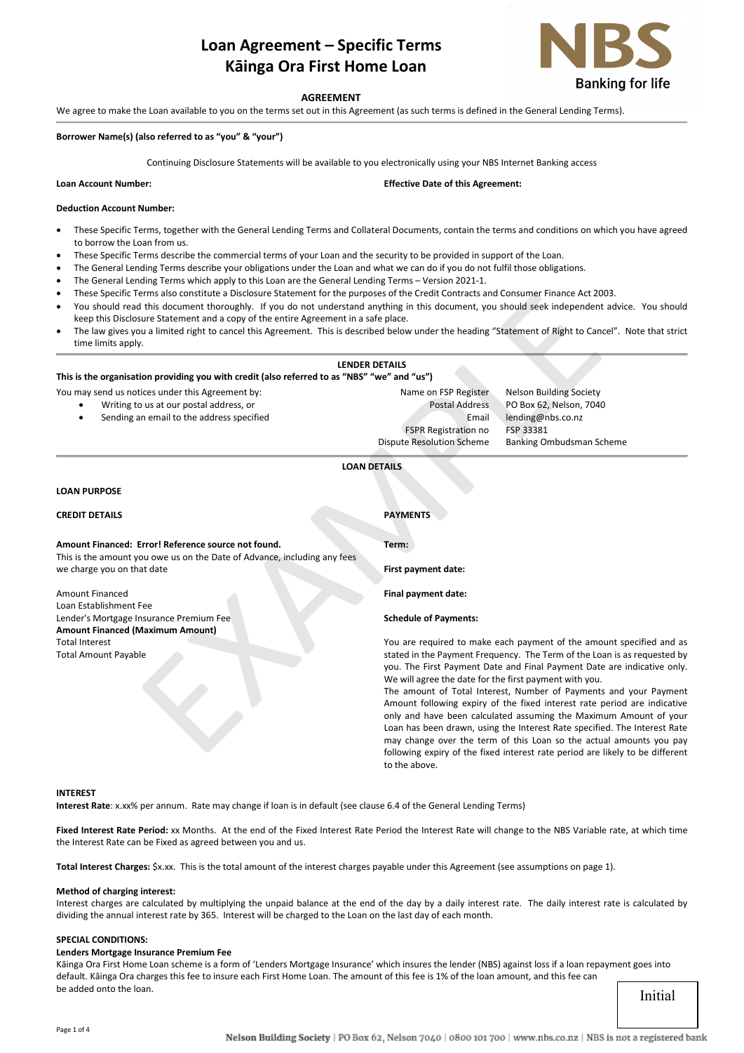# Loan Agreement – Specific Terms
# Kāinga Ora First Home Loan

NBS
Banking for life

**AGREEMENT**

We agree to make the Loan available to you on the terms set out in this Agreement (as such terms is defined in the General Lending Terms).

**Borrower Name(s) (also referred to as "you" & "your")**

Continuing Disclosure Statements will be available to you electronically using your NBS Internet Banking access

**Loan Account Number:**

**Effective Date of this Agreement:**

**Deduction Account Number:**

- These Specific Terms, together with the General Lending Terms and Collateral Documents, contain the terms and conditions on which you have agreed to borrow the Loan from us.
- These Specific Terms describe the commercial terms of your Loan and the security to be provided in support of the Loan.
- The General Lending Terms describe your obligations under the Loan and what we can do if you do not fulfil those obligations.
- The General Lending Terms which apply to this Loan are the General Lending Terms – Version 2021-1.
- These Specific Terms also constitute a Disclosure Statement for the purposes of the Credit Contracts and Consumer Finance Act 2003.
- You should read this document thoroughly. If you do not understand anything in this document, you should seek independent advice. You should keep this Disclosure Statement and a copy of the entire Agreement in a safe place.
- The law gives you a limited right to cancel this Agreement. This is described below under the heading "Statement of Right to Cancel". Note that strict time limits apply.

## LENDER DETAILS

**This is the organisation providing you with credit (also referred to as "NBS" "we" and "us")**

You may send us notices under this Agreement by:

- Writing to us at our postal address, or
- Sending an email to the address specified

| | |
|---|---|
| Name on FSP Register | Nelson Building Society |
| Postal Address | PO Box 62, Nelson, 7040 |
| Email | lending@nbs.co.nz |
| FSPR Registration no | FSP 33381 |
| Dispute Resolution Scheme | Banking Ombudsman Scheme |

## LOAN DETAILS

**LOAN PURPOSE**

**CREDIT DETAILS**

**Amount Financed: Error! Reference source not found.**
This is the amount you owe us on the Date of Advance, including any fees we charge you on that date

Amount Financed
Loan Establishment Fee
Lender's Mortgage Insurance Premium Fee
**Amount Financed (Maximum Amount)**
Total Interest
Total Amount Payable

**PAYMENTS**

**Term:**

**First payment date:**

**Final payment date:**

**Schedule of Payments:**

You are required to make each payment of the amount specified and as stated in the Payment Frequency. The Term of the Loan is as requested by you. The First Payment Date and Final Payment Date are indicative only. We will agree the date for the first payment with you.
The amount of Total Interest, Number of Payments and your Payment Amount following expiry of the fixed interest rate period are indicative only and have been calculated assuming the Maximum Amount of your Loan has been drawn, using the Interest Rate specified. The Interest Rate may change over the term of this Loan so the actual amounts you pay following expiry of the fixed interest rate period are likely to be different to the above.

**INTEREST**

**Interest Rate**: x.xx% per annum. Rate may change if loan is in default (see clause 6.4 of the General Lending Terms)

**Fixed Interest Rate Period:** xx Months. At the end of the Fixed Interest Rate Period the Interest Rate will change to the NBS Variable rate, at which time the Interest Rate can be Fixed as agreed between you and us.

**Total Interest Charges:** $x.xx. This is the total amount of the interest charges payable under this Agreement (see assumptions on page 1).

**Method of charging interest:**
Interest charges are calculated by multiplying the unpaid balance at the end of the day by a daily interest rate. The daily interest rate is calculated by dividing the annual interest rate by 365. Interest will be charged to the Loan on the last day of each month.

**SPECIAL CONDITIONS:**

**Lenders Mortgage Insurance Premium Fee**
Kāinga Ora First Home Loan scheme is a form of 'Lenders Mortgage Insurance' which insures the lender (NBS) against loss if a loan repayment goes into default. Kāinga Ora charges this fee to insure each First Home Loan. The amount of this fee is 1% of the loan amount, and this fee can be added onto the loan.

Initial

Nelson Building Society | PO Box 62, Nelson 7040 | 0800 101 700 | www.nbs.co.nz | NBS is not a registered bank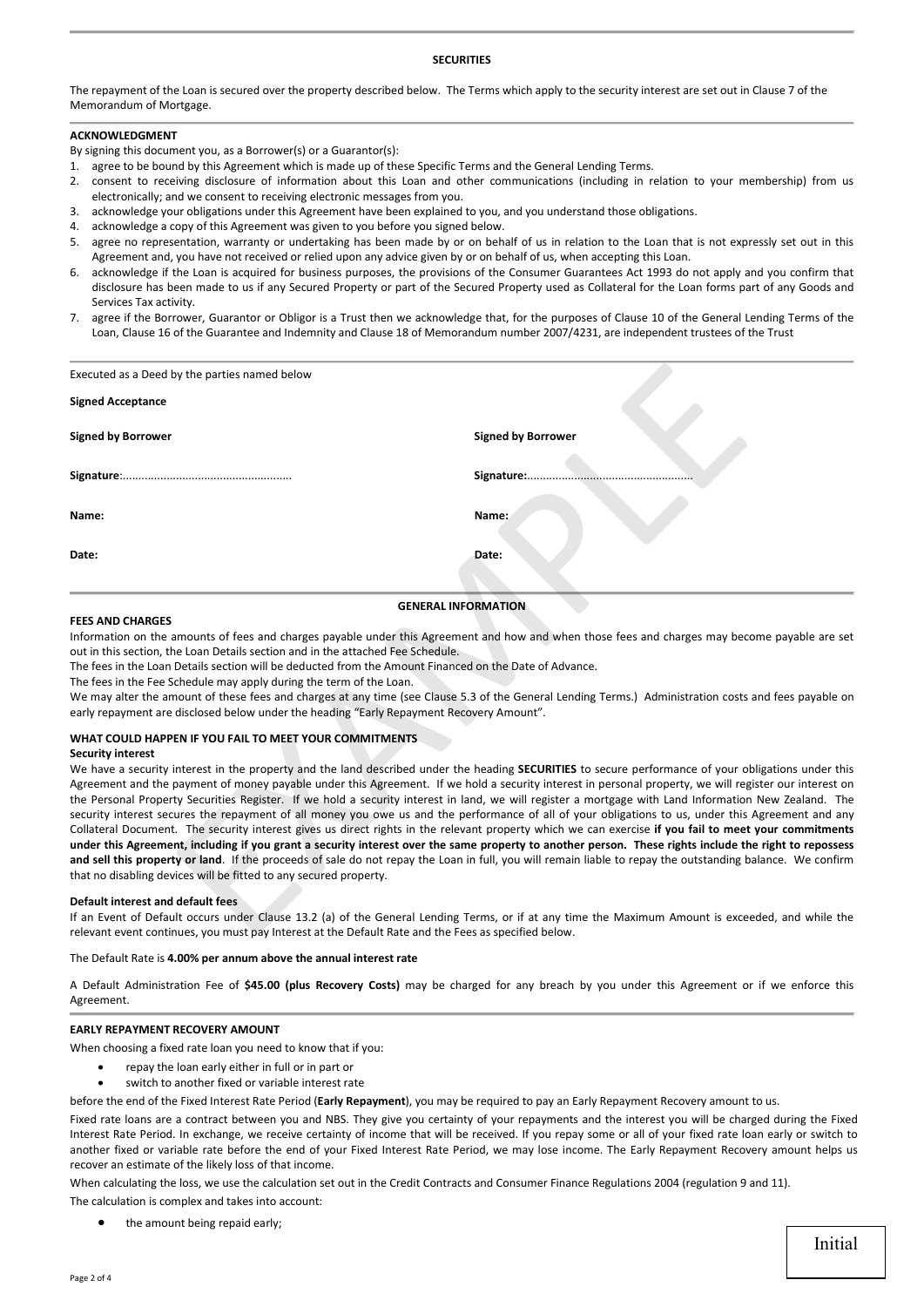## SECURITIES

The repayment of the Loan is secured over the property described below. The Terms which apply to the security interest are set out in Clause 7 of the Memorandum of Mortgage.

### ACKNOWLEDGMENT

By signing this document you, as a Borrower(s) or a Guarantor(s):

1. agree to be bound by this Agreement which is made up of these Specific Terms and the General Lending Terms.
2. consent to receiving disclosure of information about this Loan and other communications (including in relation to your membership) from us electronically; and we consent to receiving electronic messages from you.
3. acknowledge your obligations under this Agreement have been explained to you, and you understand those obligations.
4. acknowledge a copy of this Agreement was given to you before you signed below.
5. agree no representation, warranty or undertaking has been made by or on behalf of us in relation to the Loan that is not expressly set out in this Agreement and, you have not received or relied upon any advice given by or on behalf of us, when accepting this Loan.
6. acknowledge if the Loan is acquired for business purposes, the provisions of the Consumer Guarantees Act 1993 do not apply and you confirm that disclosure has been made to us if any Secured Property or part of the Secured Property used as Collateral for the Loan forms part of any Goods and Services Tax activity.
7. agree if the Borrower, Guarantor or Obligor is a Trust then we acknowledge that, for the purposes of Clause 10 of the General Lending Terms of the Loan, Clause 16 of the Guarantee and Indemnity and Clause 18 of Memorandum number 2007/4231, are independent trustees of the Trust

Executed as a Deed by the parties named below

**Signed Acceptance**

| **Signed by Borrower** | **Signed by Borrower** |
|---|---|
| **Signature**:..................................................... | **Signature:**..................................................... |
| **Name:** | **Name:** |
| **Date:** | **Date:** |

## GENERAL INFORMATION

### FEES AND CHARGES

Information on the amounts of fees and charges payable under this Agreement and how and when those fees and charges may become payable are set out in this section, the Loan Details section and in the attached Fee Schedule.

The fees in the Loan Details section will be deducted from the Amount Financed on the Date of Advance.

The fees in the Fee Schedule may apply during the term of the Loan.

We may alter the amount of these fees and charges at any time (see Clause 5.3 of the General Lending Terms.) Administration costs and fees payable on early repayment are disclosed below under the heading "Early Repayment Recovery Amount".

### WHAT COULD HAPPEN IF YOU FAIL TO MEET YOUR COMMITMENTS

**Security interest**

We have a security interest in the property and the land described under the heading **SECURITIES** to secure performance of your obligations under this Agreement and the payment of money payable under this Agreement. If we hold a security interest in personal property, we will register our interest on the Personal Property Securities Register. If we hold a security interest in land, we will register a mortgage with Land Information New Zealand. The security interest secures the repayment of all money you owe us and the performance of all of your obligations to us, under this Agreement and any Collateral Document. The security interest gives us direct rights in the relevant property which we can exercise **if you fail to meet your commitments under this Agreement, including if you grant a security interest over the same property to another person. These rights include the right to repossess and sell this property or land**. If the proceeds of sale do not repay the Loan in full, you will remain liable to repay the outstanding balance. We confirm that no disabling devices will be fitted to any secured property.

**Default interest and default fees**

If an Event of Default occurs under Clause 13.2 (a) of the General Lending Terms, or if at any time the Maximum Amount is exceeded, and while the relevant event continues, you must pay Interest at the Default Rate and the Fees as specified below.

The Default Rate is **4.00% per annum above the annual interest rate**

A Default Administration Fee of **$45.00 (plus Recovery Costs)** may be charged for any breach by you under this Agreement or if we enforce this Agreement.

### EARLY REPAYMENT RECOVERY AMOUNT

When choosing a fixed rate loan you need to know that if you:

- repay the loan early either in full or in part or
- switch to another fixed or variable interest rate

before the end of the Fixed Interest Rate Period (**Early Repayment**), you may be required to pay an Early Repayment Recovery amount to us.

Fixed rate loans are a contract between you and NBS. They give you certainty of your repayments and the interest you will be charged during the Fixed Interest Rate Period. In exchange, we receive certainty of income that will be received. If you repay some or all of your fixed rate loan early or switch to another fixed or variable rate before the end of your Fixed Interest Rate Period, we may lose income. The Early Repayment Recovery amount helps us recover an estimate of the likely loss of that income.

When calculating the loss, we use the calculation set out in the Credit Contracts and Consumer Finance Regulations 2004 (regulation 9 and 11).

The calculation is complex and takes into account:

- the amount being repaid early;

Initial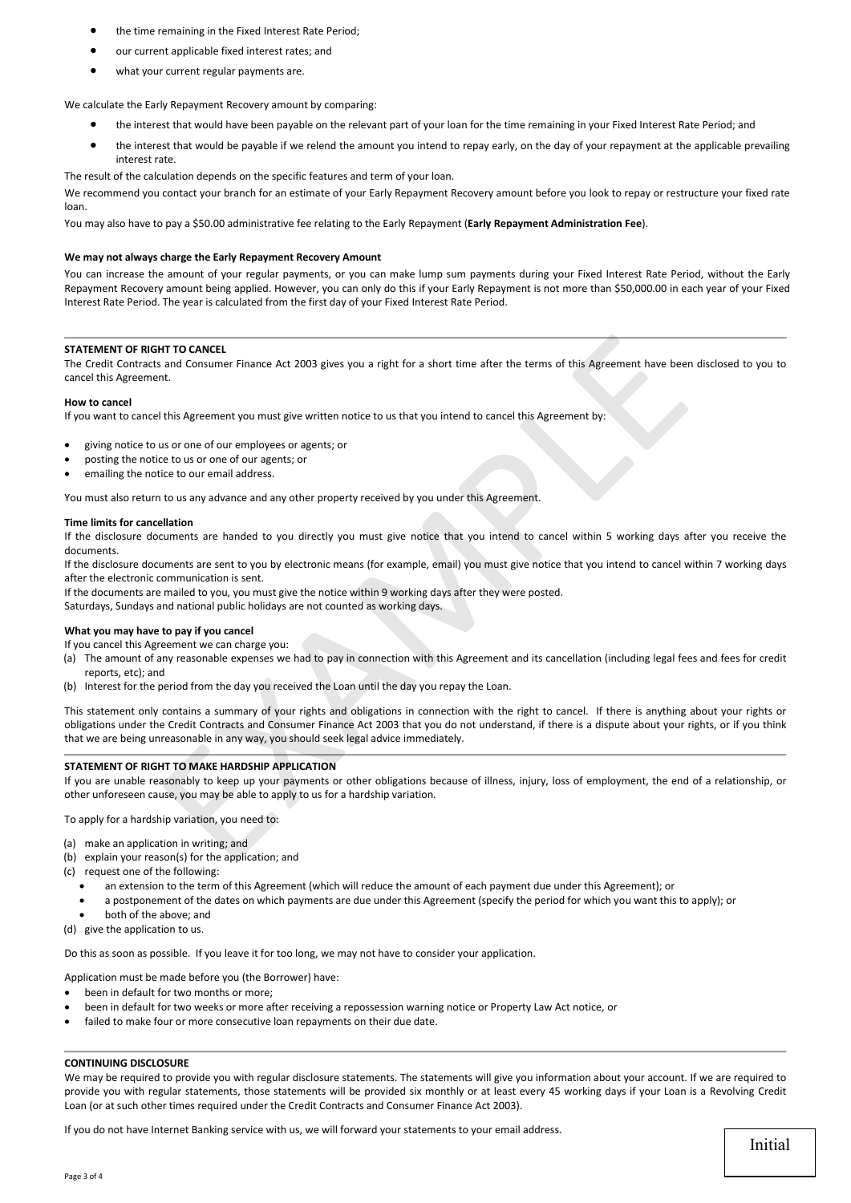- the time remaining in the Fixed Interest Rate Period;
- our current applicable fixed interest rates; and
- what your current regular payments are.

We calculate the Early Repayment Recovery amount by comparing:

- the interest that would have been payable on the relevant part of your loan for the time remaining in your Fixed Interest Rate Period; and
- the interest that would be payable if we relend the amount you intend to repay early, on the day of your repayment at the applicable prevailing interest rate.

The result of the calculation depends on the specific features and term of your loan.

We recommend you contact your branch for an estimate of your Early Repayment Recovery amount before you look to repay or restructure your fixed rate loan.

You may also have to pay a $50.00 administrative fee relating to the Early Repayment (**Early Repayment Administration Fee**).

**We may not always charge the Early Repayment Recovery Amount**

You can increase the amount of your regular payments, or you can make lump sum payments during your Fixed Interest Rate Period, without the Early Repayment Recovery amount being applied. However, you can only do this if your Early Repayment is not more than $50,000.00 in each year of your Fixed Interest Rate Period. The year is calculated from the first day of your Fixed Interest Rate Period.

## STATEMENT OF RIGHT TO CANCEL

The Credit Contracts and Consumer Finance Act 2003 gives you a right for a short time after the terms of this Agreement have been disclosed to you to cancel this Agreement.

**How to cancel**

If you want to cancel this Agreement you must give written notice to us that you intend to cancel this Agreement by:

- giving notice to us or one of our employees or agents; or
- posting the notice to us or one of our agents; or
- emailing the notice to our email address.

You must also return to us any advance and any other property received by you under this Agreement.

**Time limits for cancellation**

If the disclosure documents are handed to you directly you must give notice that you intend to cancel within 5 working days after you receive the documents.

If the disclosure documents are sent to you by electronic means (for example, email) you must give notice that you intend to cancel within 7 working days after the electronic communication is sent.

If the documents are mailed to you, you must give the notice within 9 working days after they were posted.

Saturdays, Sundays and national public holidays are not counted as working days.

**What you may have to pay if you cancel**

If you cancel this Agreement we can charge you:

(a) The amount of any reasonable expenses we had to pay in connection with this Agreement and its cancellation (including legal fees and fees for credit reports, etc); and
(b) Interest for the period from the day you received the Loan until the day you repay the Loan.

This statement only contains a summary of your rights and obligations in connection with the right to cancel. If there is anything about your rights or obligations under the Credit Contracts and Consumer Finance Act 2003 that you do not understand, if there is a dispute about your rights, or if you think that we are being unreasonable in any way, you should seek legal advice immediately.

## STATEMENT OF RIGHT TO MAKE HARDSHIP APPLICATION

If you are unable reasonably to keep up your payments or other obligations because of illness, injury, loss of employment, the end of a relationship, or other unforeseen cause, you may be able to apply to us for a hardship variation.

To apply for a hardship variation, you need to:

(a) make an application in writing; and
(b) explain your reason(s) for the application; and
(c) request one of the following:
   - an extension to the term of this Agreement (which will reduce the amount of each payment due under this Agreement); or
   - a postponement of the dates on which payments are due under this Agreement (specify the period for which you want this to apply); or
   - both of the above; and
(d) give the application to us.

Do this as soon as possible. If you leave it for too long, we may not have to consider your application.

Application must be made before you (the Borrower) have:

- been in default for two months or more;
- been in default for two weeks or more after receiving a repossession warning notice or Property Law Act notice, or
- failed to make four or more consecutive loan repayments on their due date.

## CONTINUING DISCLOSURE

We may be required to provide you with regular disclosure statements. The statements will give you information about your account. If we are required to provide you with regular statements, those statements will be provided six monthly or at least every 45 working days if your Loan is a Revolving Credit Loan (or at such other times required under the Credit Contracts and Consumer Finance Act 2003).

If you do not have Internet Banking service with us, we will forward your statements to your email address.

Initial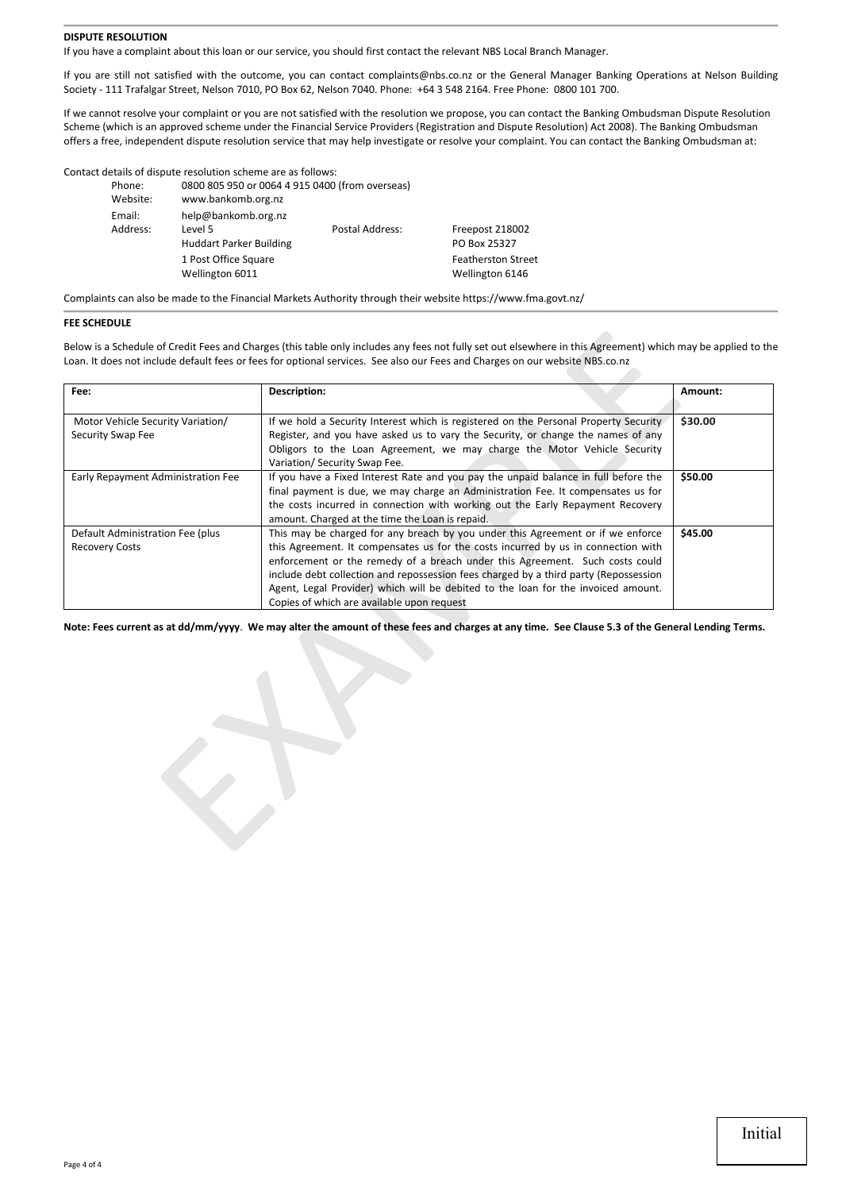**DISPUTE RESOLUTION**

If you have a complaint about this loan or our service, you should first contact the relevant NBS Local Branch Manager.

If you are still not satisfied with the outcome, you can contact complaints@nbs.co.nz or the General Manager Banking Operations at Nelson Building Society - 111 Trafalgar Street, Nelson 7010, PO Box 62, Nelson 7040. Phone: +64 3 548 2164. Free Phone: 0800 101 700.

If we cannot resolve your complaint or you are not satisfied with the resolution we propose, you can contact the Banking Ombudsman Dispute Resolution Scheme (which is an approved scheme under the Financial Service Providers (Registration and Dispute Resolution) Act 2008). The Banking Ombudsman offers a free, independent dispute resolution service that may help investigate or resolve your complaint. You can contact the Banking Ombudsman at:

Contact details of dispute resolution scheme are as follows:

Phone: 0800 805 950 or 0064 4 915 0400 (from overseas)
Website: www.bankomb.org.nz
Email: help@bankomb.org.nz
Address: Level 5
Huddart Parker Building
1 Post Office Square
Wellington 6011

Postal Address: Freepost 218002
PO Box 25327
Featherston Street
Wellington 6146

Complaints can also be made to the Financial Markets Authority through their website https://www.fma.govt.nz/

**FEE SCHEDULE**

Below is a Schedule of Credit Fees and Charges (this table only includes any fees not fully set out elsewhere in this Agreement) which may be applied to the Loan. It does not include default fees or fees for optional services. See also our Fees and Charges on our website NBS.co.nz

| **Fee:** | **Description:** | **Amount:** |
|---|---|---|
| Motor Vehicle Security Variation/ Security Swap Fee | If we hold a Security Interest which is registered on the Personal Property Security Register, and you have asked us to vary the Security, or change the names of any Obligors to the Loan Agreement, we may charge the Motor Vehicle Security Variation/ Security Swap Fee. | **$30.00** |
| Early Repayment Administration Fee | If you have a Fixed Interest Rate and you pay the unpaid balance in full before the final payment is due, we may charge an Administration Fee. It compensates us for the costs incurred in connection with working out the Early Repayment Recovery amount. Charged at the time the Loan is repaid. | **$50.00** |
| Default Administration Fee (plus Recovery Costs | This may be charged for any breach by you under this Agreement or if we enforce this Agreement. It compensates us for the costs incurred by us in connection with enforcement or the remedy of a breach under this Agreement. Such costs could include debt collection and repossession fees charged by a third party (Repossession Agent, Legal Provider) which will be debited to the loan for the invoiced amount. Copies of which are available upon request | **$45.00** |

**Note: Fees current as at dd/mm/yyyy. We may alter the amount of these fees and charges at any time. See Clause 5.3 of the General Lending Terms.**

Initial